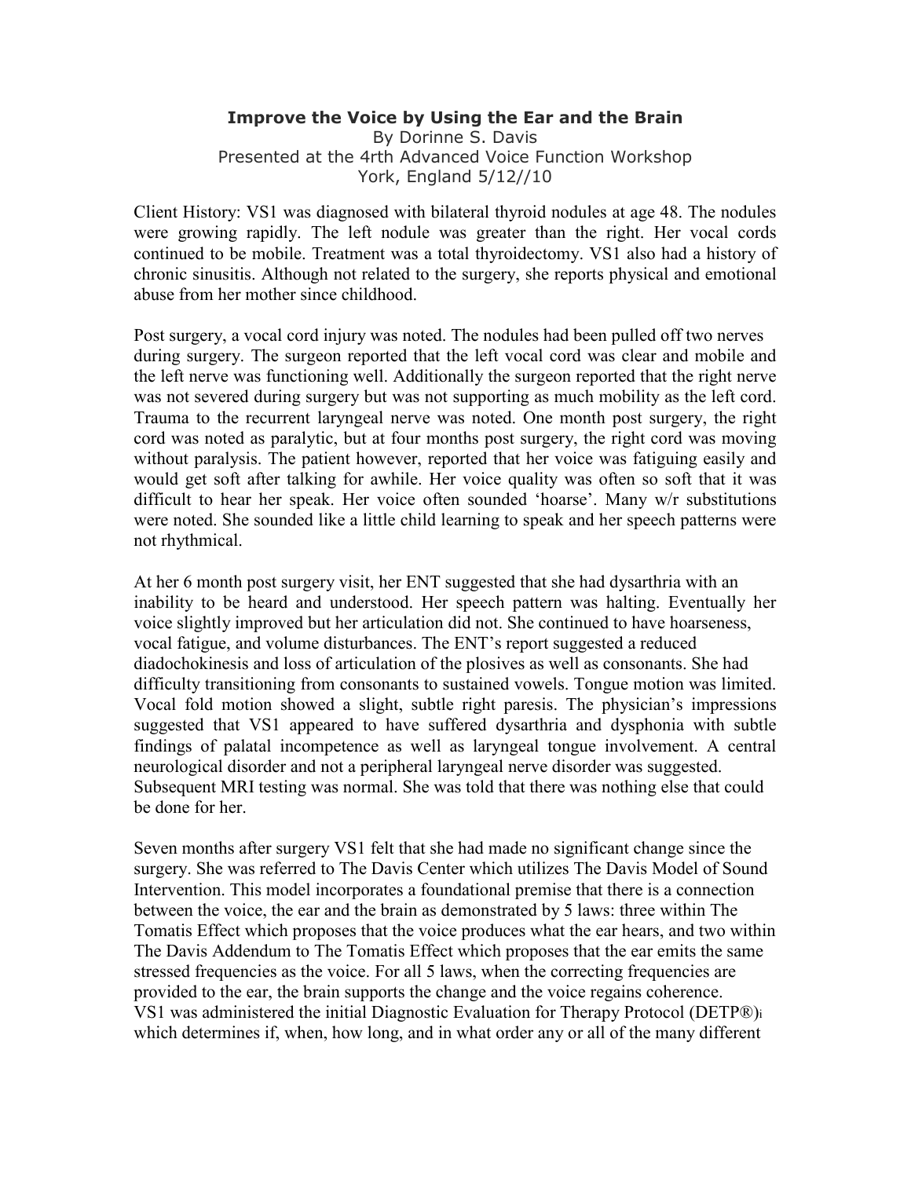# Improve the Voice by Using the Ear and the Brain

By Dorinne S. Davis
Presented at the 4rth Advanced Voice Function Workshop
York, England 5/12//10

Client History: VS1 was diagnosed with bilateral thyroid nodules at age 48. The nodules were growing rapidly. The left nodule was greater than the right. Her vocal cords continued to be mobile. Treatment was a total thyroidectomy. VS1 also had a history of chronic sinusitis. Although not related to the surgery, she reports physical and emotional abuse from her mother since childhood.

Post surgery, a vocal cord injury was noted. The nodules had been pulled off two nerves during surgery. The surgeon reported that the left vocal cord was clear and mobile and the left nerve was functioning well. Additionally the surgeon reported that the right nerve was not severed during surgery but was not supporting as much mobility as the left cord. Trauma to the recurrent laryngeal nerve was noted. One month post surgery, the right cord was noted as paralytic, but at four months post surgery, the right cord was moving without paralysis. The patient however, reported that her voice was fatiguing easily and would get soft after talking for awhile. Her voice quality was often so soft that it was difficult to hear her speak. Her voice often sounded 'hoarse'. Many w/r substitutions were noted. She sounded like a little child learning to speak and her speech patterns were not rhythmical.

At her 6 month post surgery visit, her ENT suggested that she had dysarthria with an inability to be heard and understood. Her speech pattern was halting. Eventually her voice slightly improved but her articulation did not. She continued to have hoarseness, vocal fatigue, and volume disturbances. The ENT's report suggested a reduced diadochokinesis and loss of articulation of the plosives as well as consonants. She had difficulty transitioning from consonants to sustained vowels. Tongue motion was limited. Vocal fold motion showed a slight, subtle right paresis. The physician's impressions suggested that VS1 appeared to have suffered dysarthria and dysphonia with subtle findings of palatal incompetence as well as laryngeal tongue involvement. A central neurological disorder and not a peripheral laryngeal nerve disorder was suggested. Subsequent MRI testing was normal. She was told that there was nothing else that could be done for her.

Seven months after surgery VS1 felt that she had made no significant change since the surgery. She was referred to The Davis Center which utilizes The Davis Model of Sound Intervention. This model incorporates a foundational premise that there is a connection between the voice, the ear and the brain as demonstrated by 5 laws: three within The Tomatis Effect which proposes that the voice produces what the ear hears, and two within The Davis Addendum to The Tomatis Effect which proposes that the ear emits the same stressed frequencies as the voice. For all 5 laws, when the correcting frequencies are provided to the ear, the brain supports the change and the voice regains coherence.
VS1 was administered the initial Diagnostic Evaluation for Therapy Protocol (DETP®)[i] which determines if, when, how long, and in what order any or all of the many different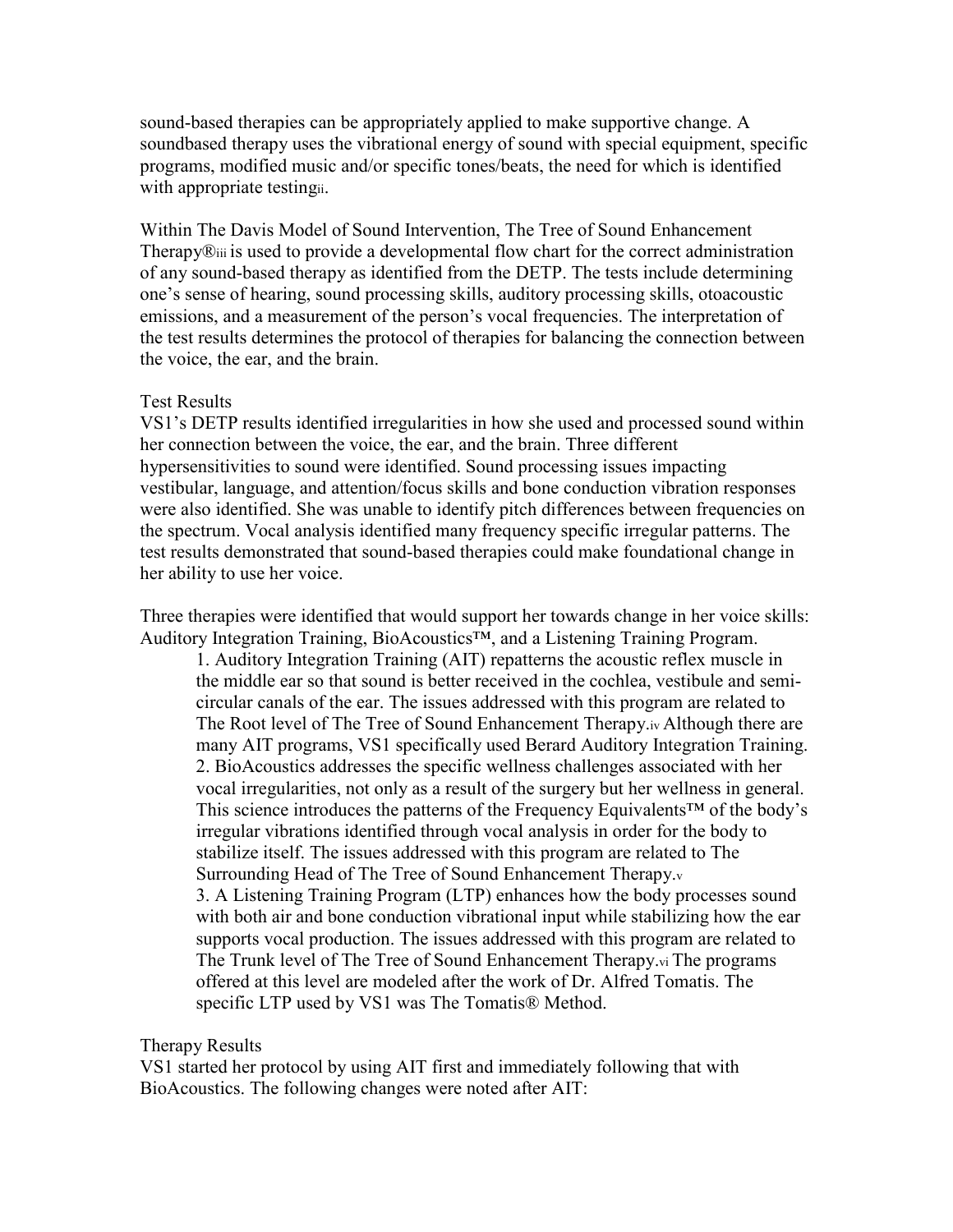sound-based therapies can be appropriately applied to make supportive change. A soundbased therapy uses the vibrational energy of sound with special equipment, specific programs, modified music and/or specific tones/beats, the need for which is identified with appropriate testing[ii].

Within The Davis Model of Sound Intervention, The Tree of Sound Enhancement Therapy®[iii] is used to provide a developmental flow chart for the correct administration of any sound-based therapy as identified from the DETP. The tests include determining one's sense of hearing, sound processing skills, auditory processing skills, otoacoustic emissions, and a measurement of the person's vocal frequencies. The interpretation of the test results determines the protocol of therapies for balancing the connection between the voice, the ear, and the brain.

Test Results

VS1's DETP results identified irregularities in how she used and processed sound within her connection between the voice, the ear, and the brain. Three different hypersensitivities to sound were identified. Sound processing issues impacting vestibular, language, and attention/focus skills and bone conduction vibration responses were also identified. She was unable to identify pitch differences between frequencies on the spectrum. Vocal analysis identified many frequency specific irregular patterns. The test results demonstrated that sound-based therapies could make foundational change in her ability to use her voice.

Three therapies were identified that would support her towards change in her voice skills: Auditory Integration Training, BioAcoustics™, and a Listening Training Program.

1. Auditory Integration Training (AIT) repatterns the acoustic reflex muscle in the middle ear so that sound is better received in the cochlea, vestibule and semi-circular canals of the ear. The issues addressed with this program are related to The Root level of The Tree of Sound Enhancement Therapy.[iv] Although there are many AIT programs, VS1 specifically used Berard Auditory Integration Training.
2. BioAcoustics addresses the specific wellness challenges associated with her vocal irregularities, not only as a result of the surgery but her wellness in general. This science introduces the patterns of the Frequency Equivalents™ of the body's irregular vibrations identified through vocal analysis in order for the body to stabilize itself. The issues addressed with this program are related to The Surrounding Head of The Tree of Sound Enhancement Therapy.[v]
3. A Listening Training Program (LTP) enhances how the body processes sound with both air and bone conduction vibrational input while stabilizing how the ear supports vocal production. The issues addressed with this program are related to The Trunk level of The Tree of Sound Enhancement Therapy.[vi] The programs offered at this level are modeled after the work of Dr. Alfred Tomatis. The specific LTP used by VS1 was The Tomatis® Method.

Therapy Results

VS1 started her protocol by using AIT first and immediately following that with BioAcoustics. The following changes were noted after AIT: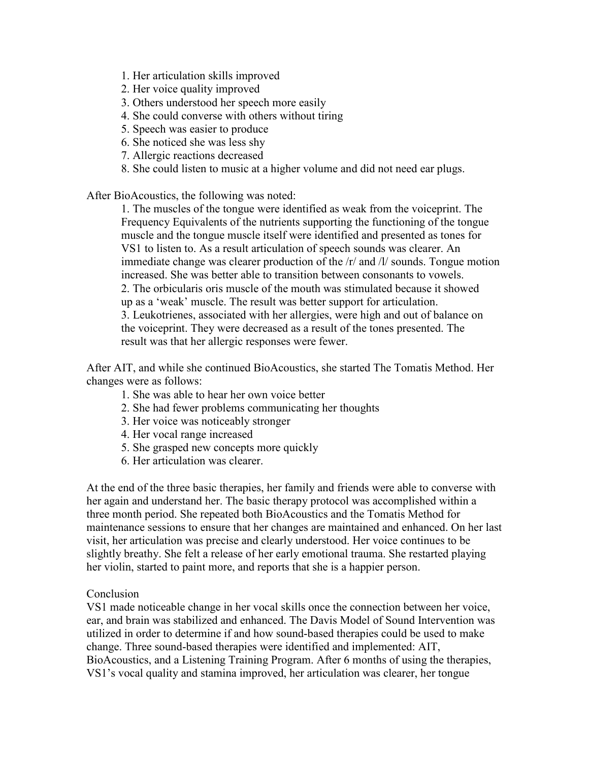1. Her articulation skills improved
2. Her voice quality improved
3. Others understood her speech more easily
4. She could converse with others without tiring
5. Speech was easier to produce
6. She noticed she was less shy
7. Allergic reactions decreased
8. She could listen to music at a higher volume and did not need ear plugs.

After BioAcoustics, the following was noted:

1. The muscles of the tongue were identified as weak from the voiceprint. The Frequency Equivalents of the nutrients supporting the functioning of the tongue muscle and the tongue muscle itself were identified and presented as tones for VS1 to listen to. As a result articulation of speech sounds was clearer. An immediate change was clearer production of the /r/ and /l/ sounds. Tongue motion increased. She was better able to transition between consonants to vowels.
2. The orbicularis oris muscle of the mouth was stimulated because it showed up as a 'weak' muscle. The result was better support for articulation.
3. Leukotrienes, associated with her allergies, were high and out of balance on the voiceprint. They were decreased as a result of the tones presented. The result was that her allergic responses were fewer.

After AIT, and while she continued BioAcoustics, she started The Tomatis Method. Her changes were as follows:

1. She was able to hear her own voice better
2. She had fewer problems communicating her thoughts
3. Her voice was noticeably stronger
4. Her vocal range increased
5. She grasped new concepts more quickly
6. Her articulation was clearer.

At the end of the three basic therapies, her family and friends were able to converse with her again and understand her. The basic therapy protocol was accomplished within a three month period. She repeated both BioAcoustics and the Tomatis Method for maintenance sessions to ensure that her changes are maintained and enhanced. On her last visit, her articulation was precise and clearly understood. Her voice continues to be slightly breathy. She felt a release of her early emotional trauma. She restarted playing her violin, started to paint more, and reports that she is a happier person.

Conclusion

VS1 made noticeable change in her vocal skills once the connection between her voice, ear, and brain was stabilized and enhanced. The Davis Model of Sound Intervention was utilized in order to determine if and how sound-based therapies could be used to make change. Three sound-based therapies were identified and implemented: AIT, BioAcoustics, and a Listening Training Program. After 6 months of using the therapies, VS1's vocal quality and stamina improved, her articulation was clearer, her tongue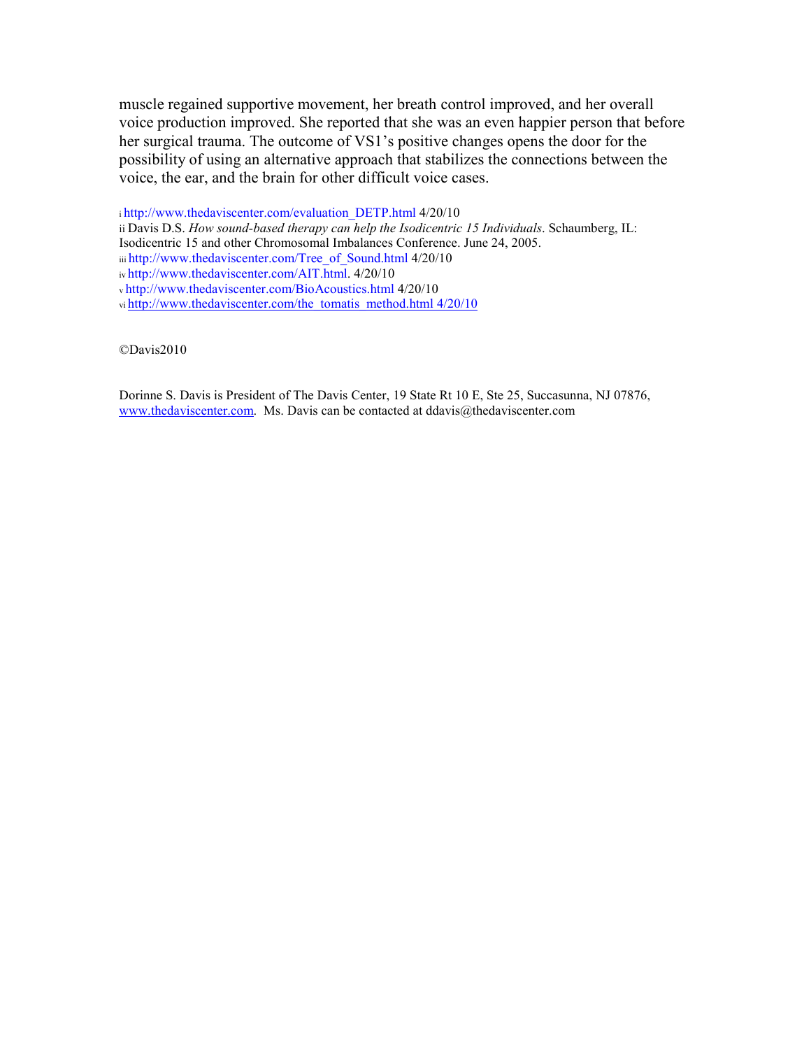muscle regained supportive movement, her breath control improved, and her overall voice production improved. She reported that she was an even happier person that before her surgical trauma. The outcome of VS1's positive changes opens the door for the possibility of using an alternative approach that stabilizes the connections between the voice, the ear, and the brain for other difficult voice cases.

[i] http://www.thedaviscenter.com/evaluation_DETP.html 4/20/10
[ii] Davis D.S. *How sound-based therapy can help the Isodicentric 15 Individuals*. Schaumberg, IL: Isodicentric 15 and other Chromosomal Imbalances Conference. June 24, 2005.
[iii] http://www.thedaviscenter.com/Tree_of_Sound.html 4/20/10
[iv] http://www.thedaviscenter.com/AIT.html. 4/20/10
[v] http://www.thedaviscenter.com/BioAcoustics.html 4/20/10
[vi] http://www.thedaviscenter.com/the_tomatis_method.html 4/20/10

©Davis2010

Dorinne S. Davis is President of The Davis Center, 19 State Rt 10 E, Ste 25, Succasunna, NJ 07876, www.thedaviscenter.com. Ms. Davis can be contacted at ddavis@thedaviscenter.com